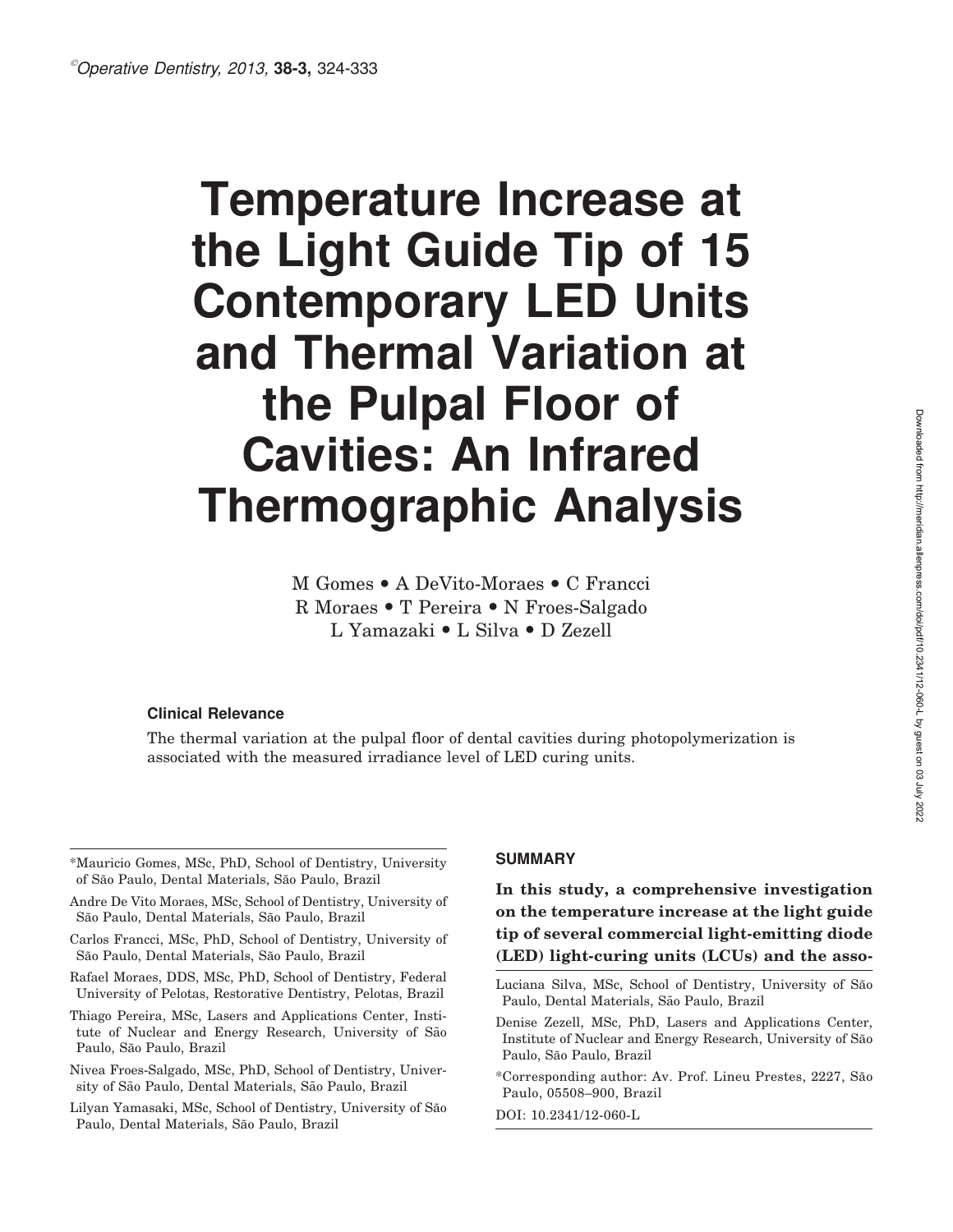# Temperature Increase at the Light Guide Tip of 15 Contemporary LED Units and Thermal Variation at the Pulpal Floor of Cavities: An Infrared Thermographic Analysis

M Gomes • A DeVito-Moraes • C Francci
R Moraes • T Pereira • N Froes-Salgado
L Yamazaki • L Silva • D Zezell

### Clinical Relevance

The thermal variation at the pulpal floor of dental cavities during photopolymerization is associated with the measured irradiance level of LED curing units.

## SUMMARY

**In this study, a comprehensive investigation on the temperature increase at the light guide tip of several commercial light-emitting diode (LED) light-curing units (LCUs) and the asso-**

*Mauricio Gomes, MSc, PhD, School of Dentistry, University of São Paulo, Dental Materials, São Paulo, Brazil

Andre De Vito Moraes, MSc, School of Dentistry, University of São Paulo, Dental Materials, São Paulo, Brazil

Carlos Francci, MSc, PhD, School of Dentistry, University of São Paulo, Dental Materials, São Paulo, Brazil

Rafael Moraes, DDS, MSc, PhD, School of Dentistry, Federal University of Pelotas, Restorative Dentistry, Pelotas, Brazil

Thiago Pereira, MSc, Lasers and Applications Center, Institute of Nuclear and Energy Research, University of São Paulo, São Paulo, Brazil

Nivea Froes-Salgado, MSc, PhD, School of Dentistry, University of São Paulo, Dental Materials, São Paulo, Brazil

Lilyan Yamasaki, MSc, School of Dentistry, University of São Paulo, Dental Materials, São Paulo, Brazil

Luciana Silva, MSc, School of Dentistry, University of São Paulo, Dental Materials, São Paulo, Brazil

Denise Zezell, MSc, PhD, Lasers and Applications Center, Institute of Nuclear and Energy Research, University of São Paulo, São Paulo, Brazil

*Corresponding author: Av. Prof. Lineu Prestes, 2227, São Paulo, 05508–900, Brazil

DOI: 10.2341/12-060-L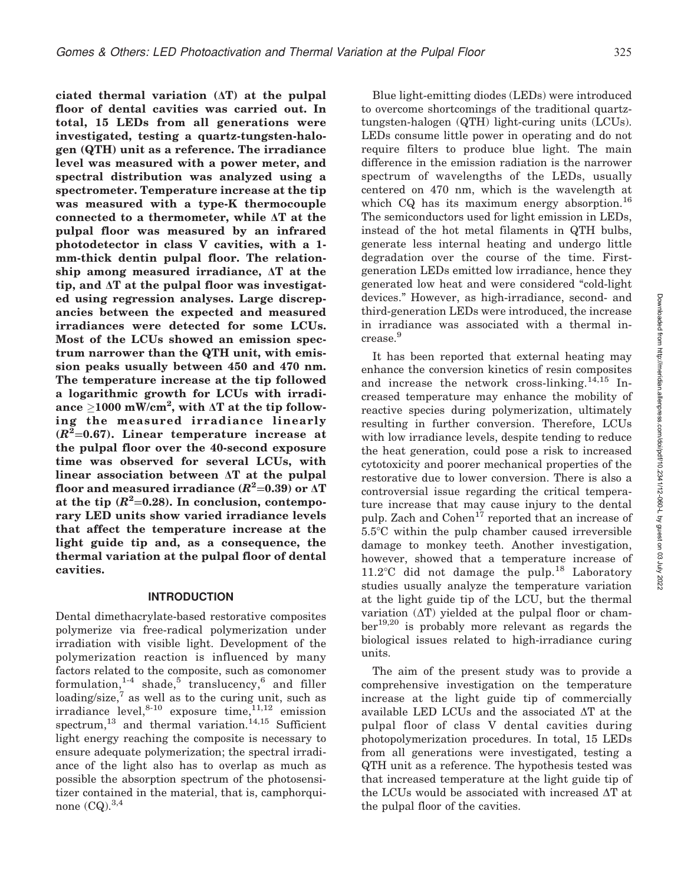**ciated thermal variation (ΔT) at the pulpal floor of dental cavities was carried out. In total, 15 LEDs from all generations were investigated, testing a quartz-tungsten-halogen (QTH) unit as a reference. The irradiance level was measured with a power meter, and spectral distribution was analyzed using a spectrometer. Temperature increase at the tip was measured with a type-K thermocouple connected to a thermometer, while ΔT at the pulpal floor was measured by an infrared photodetector in class V cavities, with a 1-mm-thick dentin pulpal floor. The relationship among measured irradiance, ΔT at the tip, and ΔT at the pulpal floor was investigated using regression analyses. Large discrepancies between the expected and measured irradiances were detected for some LCUs. Most of the LCUs showed an emission spectrum narrower than the QTH unit, with emission peaks usually between 450 and 470 nm. The temperature increase at the tip followed a logarithmic growth for LCUs with irradiance ≥1000 mW/cm², with ΔT at the tip following the measured irradiance linearly ($R^2$=0.67). Linear temperature increase at the pulpal floor over the 40-second exposure time was observed for several LCUs, with linear association between ΔT at the pulpal floor and measured irradiance ($R^2$=0.39) or ΔT at the tip ($R^2$=0.28). In conclusion, contemporary LED units show varied irradiance levels that affect the temperature increase at the light guide tip and, as a consequence, the thermal variation at the pulpal floor of dental cavities.**

## INTRODUCTION

Dental dimethacrylate-based restorative composites polymerize via free-radical polymerization under irradiation with visible light. Development of the polymerization reaction is influenced by many factors related to the composite, such as comonomer formulation,[1-4] shade,[5] translucency,[6] and filler loading/size,[7] as well as to the curing unit, such as irradiance level,[8-10] exposure time,[11,12] emission spectrum,[13] and thermal variation.[14,15] Sufficient light energy reaching the composite is necessary to ensure adequate polymerization; the spectral irradiance of the light also has to overlap as much as possible the absorption spectrum of the photosensitizer contained in the material, that is, camphorquinone (CQ).[3,4]

Blue light-emitting diodes (LEDs) were introduced to overcome shortcomings of the traditional quartz-tungsten-halogen (QTH) light-curing units (LCUs). LEDs consume little power in operating and do not require filters to produce blue light. The main difference in the emission radiation is the narrower spectrum of wavelengths of the LEDs, usually centered on 470 nm, which is the wavelength at which CQ has its maximum energy absorption.[16] The semiconductors used for light emission in LEDs, instead of the hot metal filaments in QTH bulbs, generate less internal heating and undergo little degradation over the course of the time. First-generation LEDs emitted low irradiance, hence they generated low heat and were considered "cold-light devices." However, as high-irradiance, second- and third-generation LEDs were introduced, the increase in irradiance was associated with a thermal increase.[9]

It has been reported that external heating may enhance the conversion kinetics of resin composites and increase the network cross-linking.[14,15] Increased temperature may enhance the mobility of reactive species during polymerization, ultimately resulting in further conversion. Therefore, LCUs with low irradiance levels, despite tending to reduce the heat generation, could pose a risk to increased cytotoxicity and poorer mechanical properties of the restorative due to lower conversion. There is also a controversial issue regarding the critical temperature increase that may cause injury to the dental pulp. Zach and Cohen[17] reported that an increase of 5.5°C within the pulp chamber caused irreversible damage to monkey teeth. Another investigation, however, showed that a temperature increase of 11.2°C did not damage the pulp.[18] Laboratory studies usually analyze the temperature variation at the light guide tip of the LCU, but the thermal variation (ΔT) yielded at the pulpal floor or chamber[19,20] is probably more relevant as regards the biological issues related to high-irradiance curing units.

The aim of the present study was to provide a comprehensive investigation on the temperature increase at the light guide tip of commercially available LED LCUs and the associated ΔT at the pulpal floor of class V dental cavities during photopolymerization procedures. In total, 15 LEDs from all generations were investigated, testing a QTH unit as a reference. The hypothesis tested was that increased temperature at the light guide tip of the LCUs would be associated with increased ΔT at the pulpal floor of the cavities.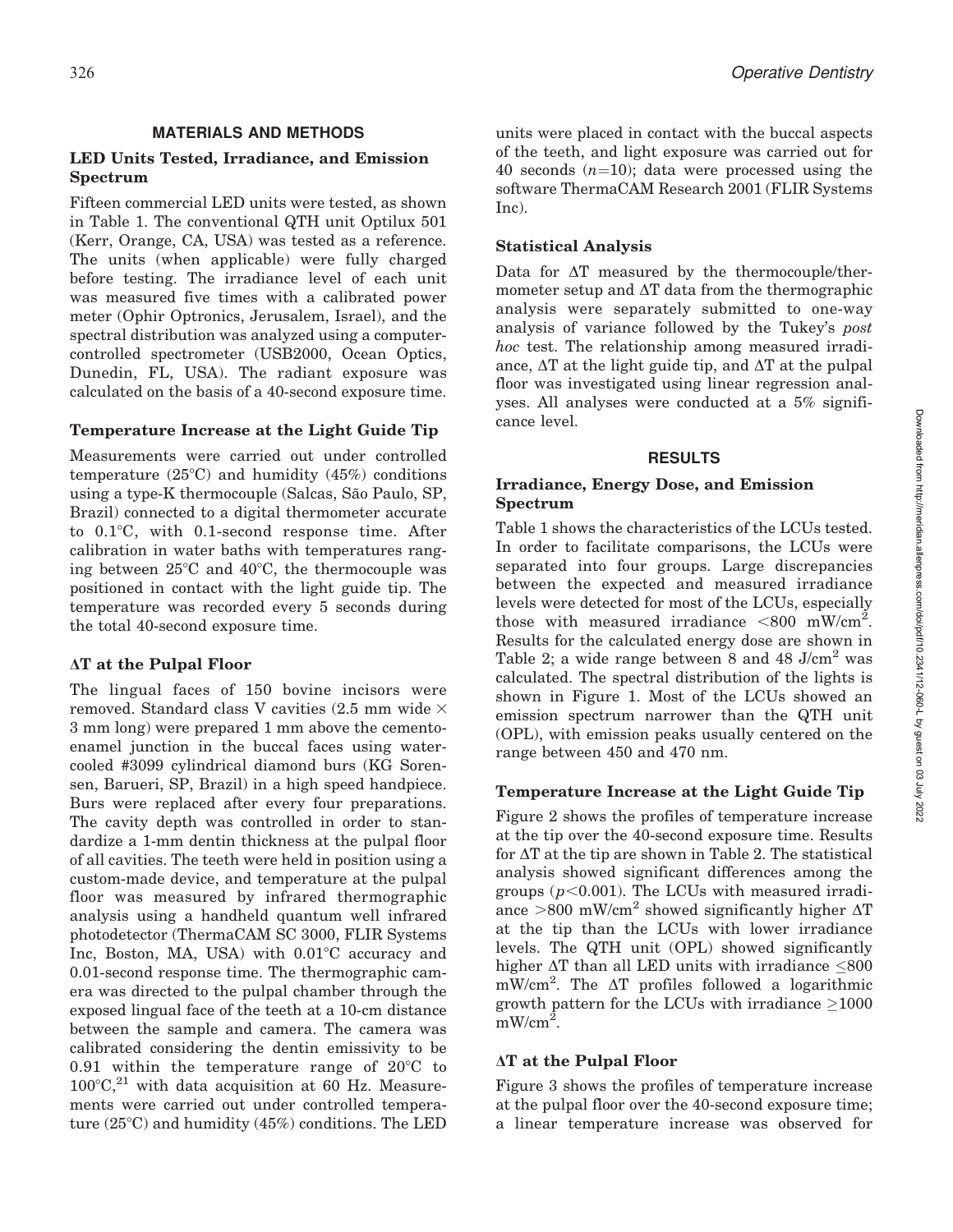## MATERIALS AND METHODS

### LED Units Tested, Irradiance, and Emission Spectrum

Fifteen commercial LED units were tested, as shown in Table 1. The conventional QTH unit Optilux 501 (Kerr, Orange, CA, USA) was tested as a reference. The units (when applicable) were fully charged before testing. The irradiance level of each unit was measured five times with a calibrated power meter (Ophir Optronics, Jerusalem, Israel), and the spectral distribution was analyzed using a computer-controlled spectrometer (USB2000, Ocean Optics, Dunedin, FL, USA). The radiant exposure was calculated on the basis of a 40-second exposure time.

### Temperature Increase at the Light Guide Tip

Measurements were carried out under controlled temperature (25°C) and humidity (45%) conditions using a type-K thermocouple (Salcas, São Paulo, SP, Brazil) connected to a digital thermometer accurate to 0.1°C, with 0.1-second response time. After calibration in water baths with temperatures ranging between 25°C and 40°C, the thermocouple was positioned in contact with the light guide tip. The temperature was recorded every 5 seconds during the total 40-second exposure time.

### ΔT at the Pulpal Floor

The lingual faces of 150 bovine incisors were removed. Standard class V cavities (2.5 mm wide × 3 mm long) were prepared 1 mm above the cemento-enamel junction in the buccal faces using water-cooled #3099 cylindrical diamond burs (KG Sorensen, Barueri, SP, Brazil) in a high speed handpiece. Burs were replaced after every four preparations. The cavity depth was controlled in order to standardize a 1-mm dentin thickness at the pulpal floor of all cavities. The teeth were held in position using a custom-made device, and temperature at the pulpal floor was measured by infrared thermographic analysis using a handheld quantum well infrared photodetector (ThermaCAM SC 3000, FLIR Systems Inc, Boston, MA, USA) with 0.01°C accuracy and 0.01-second response time. The thermographic camera was directed to the pulpal chamber through the exposed lingual face of the teeth at a 10-cm distance between the sample and camera. The camera was calibrated considering the dentin emissivity to be 0.91 within the temperature range of 20°C to 100°C,[21] with data acquisition at 60 Hz. Measurements were carried out under controlled temperature (25°C) and humidity (45%) conditions. The LED units were placed in contact with the buccal aspects of the teeth, and light exposure was carried out for 40 seconds ($n$=10); data were processed using the software ThermaCAM Research 2001 (FLIR Systems Inc).

### Statistical Analysis

Data for ΔT measured by the thermocouple/thermometer setup and ΔT data from the thermographic analysis were separately submitted to one-way analysis of variance followed by the Tukey's *post hoc* test. The relationship among measured irradiance, ΔT at the light guide tip, and ΔT at the pulpal floor was investigated using linear regression analyses. All analyses were conducted at a 5% significance level.

## RESULTS

### Irradiance, Energy Dose, and Emission Spectrum

Table 1 shows the characteristics of the LCUs tested. In order to facilitate comparisons, the LCUs were separated into four groups. Large discrepancies between the expected and measured irradiance levels were detected for most of the LCUs, especially those with measured irradiance <800 mW/cm$^2$. Results for the calculated energy dose are shown in Table 2; a wide range between 8 and 48 J/cm$^2$ was calculated. The spectral distribution of the lights is shown in Figure 1. Most of the LCUs showed an emission spectrum narrower than the QTH unit (OPL), with emission peaks usually centered on the range between 450 and 470 nm.

### Temperature Increase at the Light Guide Tip

Figure 2 shows the profiles of temperature increase at the tip over the 40-second exposure time. Results for ΔT at the tip are shown in Table 2. The statistical analysis showed significant differences among the groups ($p$<0.001). The LCUs with measured irradiance >800 mW/cm$^2$ showed significantly higher ΔT at the tip than the LCUs with lower irradiance levels. The QTH unit (OPL) showed significantly higher ΔT than all LED units with irradiance ≤800 mW/cm$^2$. The ΔT profiles followed a logarithmic growth pattern for the LCUs with irradiance ≥1000 mW/cm$^2$.

### ΔT at the Pulpal Floor

Figure 3 shows the profiles of temperature increase at the pulpal floor over the 40-second exposure time; a linear temperature increase was observed for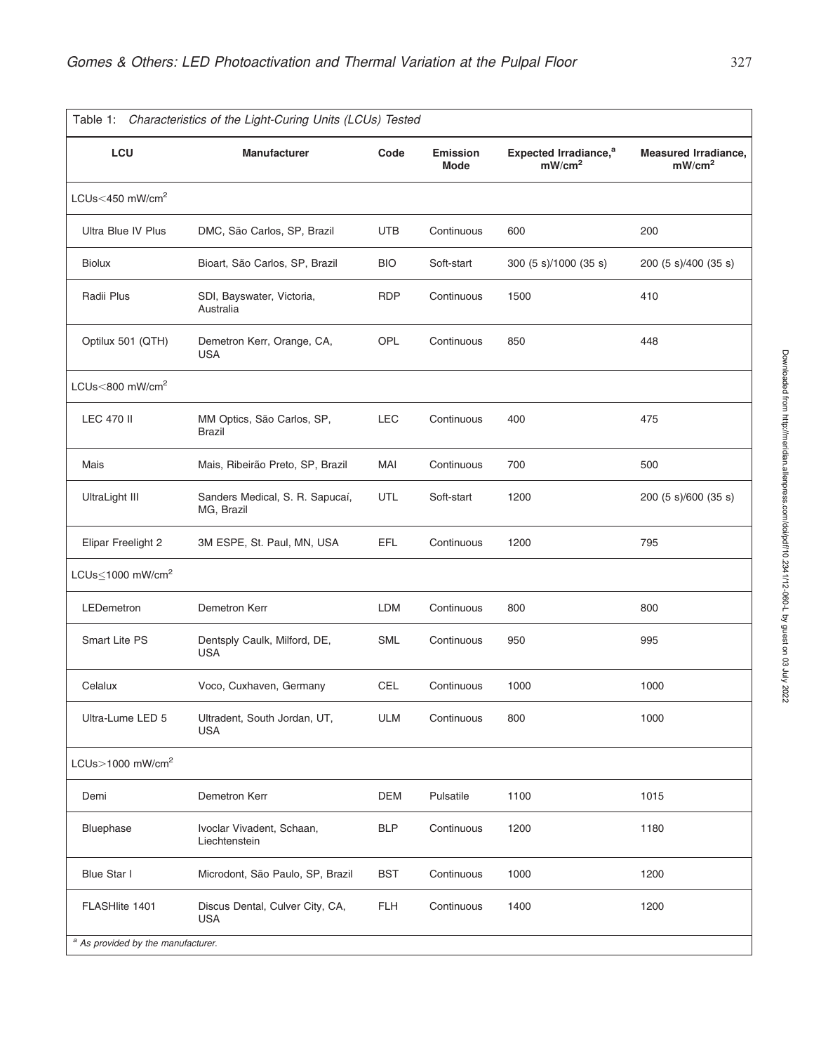Table 1: *Characteristics of the Light-Curing Units (LCUs) Tested*

| LCU | Manufacturer | Code | Emission Mode | Expected Irradiance,[a] mW/cm² | Measured Irradiance, mW/cm² |
|---|---|---|---|---|---|
| LCUs<450 mW/cm² | | | | | |
| Ultra Blue IV Plus | DMC, São Carlos, SP, Brazil | UTB | Continuous | 600 | 200 |
| Biolux | Bioart, São Carlos, SP, Brazil | BIO | Soft-start | 300 (5 s)/1000 (35 s) | 200 (5 s)/400 (35 s) |
| Radii Plus | SDI, Bayswater, Victoria, Australia | RDP | Continuous | 1500 | 410 |
| Optilux 501 (QTH) | Demetron Kerr, Orange, CA, USA | OPL | Continuous | 850 | 448 |
| LCUs<800 mW/cm² | | | | | |
| LEC 470 II | MM Optics, São Carlos, SP, Brazil | LEC | Continuous | 400 | 475 |
| Mais | Mais, Ribeirão Preto, SP, Brazil | MAI | Continuous | 700 | 500 |
| UltraLight III | Sanders Medical, S. R. Sapucaí, MG, Brazil | UTL | Soft-start | 1200 | 200 (5 s)/600 (35 s) |
| Elipar Freelight 2 | 3M ESPE, St. Paul, MN, USA | EFL | Continuous | 1200 | 795 |
| LCUs≤1000 mW/cm² | | | | | |
| LEDemetron | Demetron Kerr | LDM | Continuous | 800 | 800 |
| Smart Lite PS | Dentsply Caulk, Milford, DE, USA | SML | Continuous | 950 | 995 |
| Celalux | Voco, Cuxhaven, Germany | CEL | Continuous | 1000 | 1000 |
| Ultra-Lume LED 5 | Ultradent, South Jordan, UT, USA | ULM | Continuous | 800 | 1000 |
| LCUs>1000 mW/cm² | | | | | |
| Demi | Demetron Kerr | DEM | Pulsatile | 1100 | 1015 |
| Bluephase | Ivoclar Vivadent, Schaan, Liechtenstein | BLP | Continuous | 1200 | 1180 |
| Blue Star I | Microdont, São Paulo, SP, Brazil | BST | Continuous | 1000 | 1200 |
| FLASHlite 1401 | Discus Dental, Culver City, CA, USA | FLH | Continuous | 1400 | 1200 |

[a] *As provided by the manufacturer.*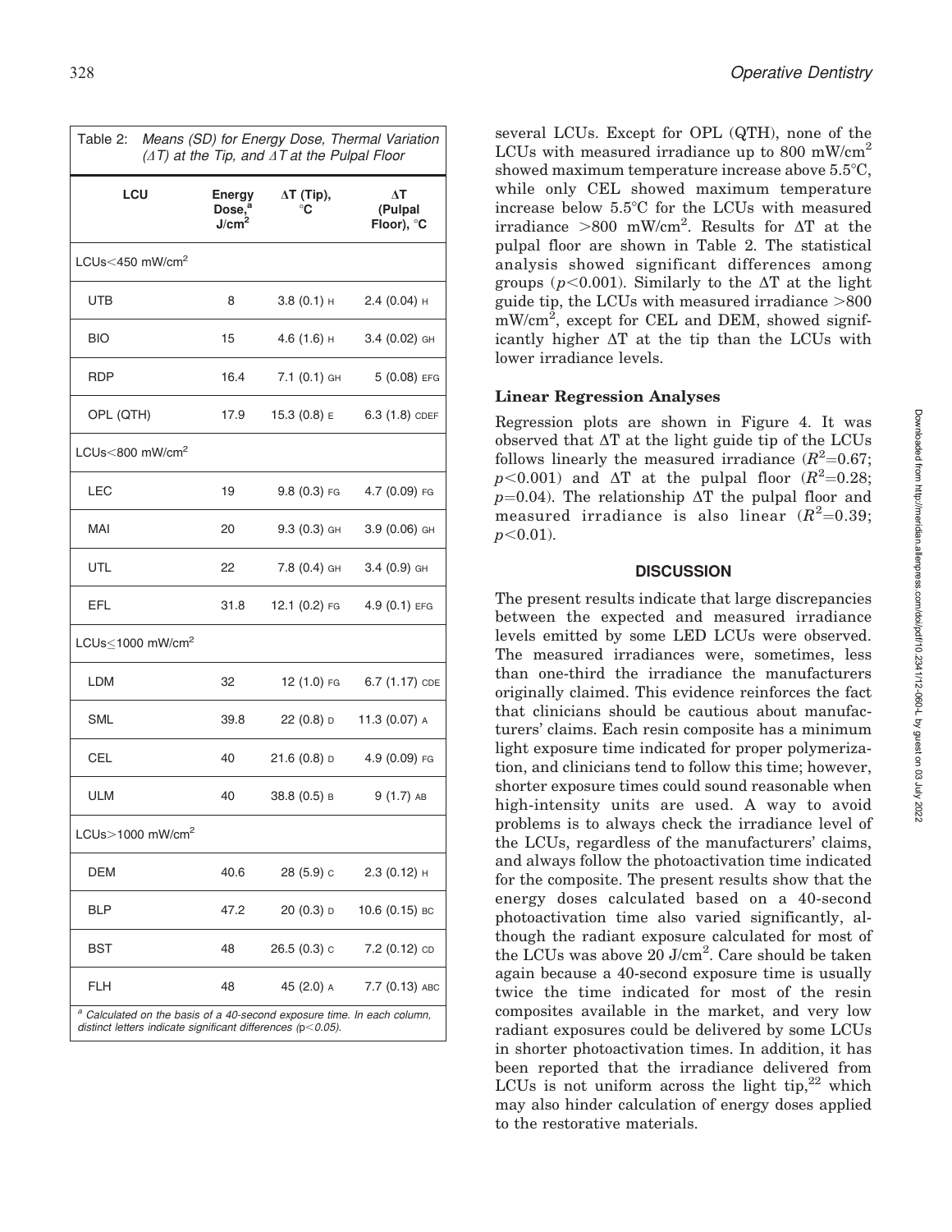Table 2: *Means (SD) for Energy Dose, Thermal Variation (ΔT) at the Tip, and ΔT at the Pulpal Floor*

| LCU | Energy Dose,[a] J/cm$^2$ | ΔT (Tip), °C | ΔT (Pulpal Floor), °C |
|---|---|---|---|
| LCUs<450 mW/cm$^2$ | | | |
| UTB | 8 | 3.8 (0.1) H | 2.4 (0.04) H |
| BIO | 15 | 4.6 (1.6) H | 3.4 (0.02) GH |
| RDP | 16.4 | 7.1 (0.1) GH | 5 (0.08) EFG |
| OPL (QTH) | 17.9 | 15.3 (0.8) E | 6.3 (1.8) CDEF |
| LCUs<800 mW/cm$^2$ | | | |
| LEC | 19 | 9.8 (0.3) FG | 4.7 (0.09) FG |
| MAI | 20 | 9.3 (0.3) GH | 3.9 (0.06) GH |
| UTL | 22 | 7.8 (0.4) GH | 3.4 (0.9) GH |
| EFL | 31.8 | 12.1 (0.2) FG | 4.9 (0.1) EFG |
| LCUs≤1000 mW/cm$^2$ | | | |
| LDM | 32 | 12 (1.0) FG | 6.7 (1.17) CDE |
| SML | 39.8 | 22 (0.8) D | 11.3 (0.07) A |
| CEL | 40 | 21.6 (0.8) D | 4.9 (0.09) FG |
| ULM | 40 | 38.8 (0.5) B | 9 (1.7) AB |
| LCUs>1000 mW/cm$^2$ | | | |
| DEM | 40.6 | 28 (5.9) C | 2.3 (0.12) H |
| BLP | 47.2 | 20 (0.3) D | 10.6 (0.15) BC |
| BST | 48 | 26.5 (0.3) C | 7.2 (0.12) CD |
| FLH | 48 | 45 (2.0) A | 7.7 (0.13) ABC |

[a] *Calculated on the basis of a 40-second exposure time. In each column, distinct letters indicate significant differences ($p<0.05$).*

several LCUs. Except for OPL (QTH), none of the LCUs with measured irradiance up to 800 mW/cm$^2$ showed maximum temperature increase above 5.5°C, while only CEL showed maximum temperature increase below 5.5°C for the LCUs with measured irradiance >800 mW/cm$^2$. Results for ΔT at the pulpal floor are shown in Table 2. The statistical analysis showed significant differences among groups ($p<0.001$). Similarly to the ΔT at the light guide tip, the LCUs with measured irradiance >800 mW/cm$^2$, except for CEL and DEM, showed significantly higher ΔT at the tip than the LCUs with lower irradiance levels.

### Linear Regression Analyses

Regression plots are shown in Figure 4. It was observed that ΔT at the light guide tip of the LCUs follows linearly the measured irradiance ($R^2$=0.67; $p<0.001$) and ΔT at the pulpal floor ($R^2$=0.28; $p$=0.04). The relationship ΔT the pulpal floor and measured irradiance is also linear ($R^2$=0.39; $p<0.01$).

## DISCUSSION

The present results indicate that large discrepancies between the expected and measured irradiance levels emitted by some LED LCUs were observed. The measured irradiances were, sometimes, less than one-third the irradiance the manufacturers originally claimed. This evidence reinforces the fact that clinicians should be cautious about manufacturers' claims. Each resin composite has a minimum light exposure time indicated for proper polymerization, and clinicians tend to follow this time; however, shorter exposure times could sound reasonable when high-intensity units are used. A way to avoid problems is to always check the irradiance level of the LCUs, regardless of the manufacturers' claims, and always follow the photoactivation time indicated for the composite. The present results show that the energy doses calculated based on a 40-second photoactivation time also varied significantly, although the radiant exposure calculated for most of the LCUs was above 20 J/cm$^2$. Care should be taken again because a 40-second exposure time is usually twice the time indicated for most of the resin composites available in the market, and very low radiant exposures could be delivered by some LCUs in shorter photoactivation times. In addition, it has been reported that the irradiance delivered from LCUs is not uniform across the light tip,[22] which may also hinder calculation of energy doses applied to the restorative materials.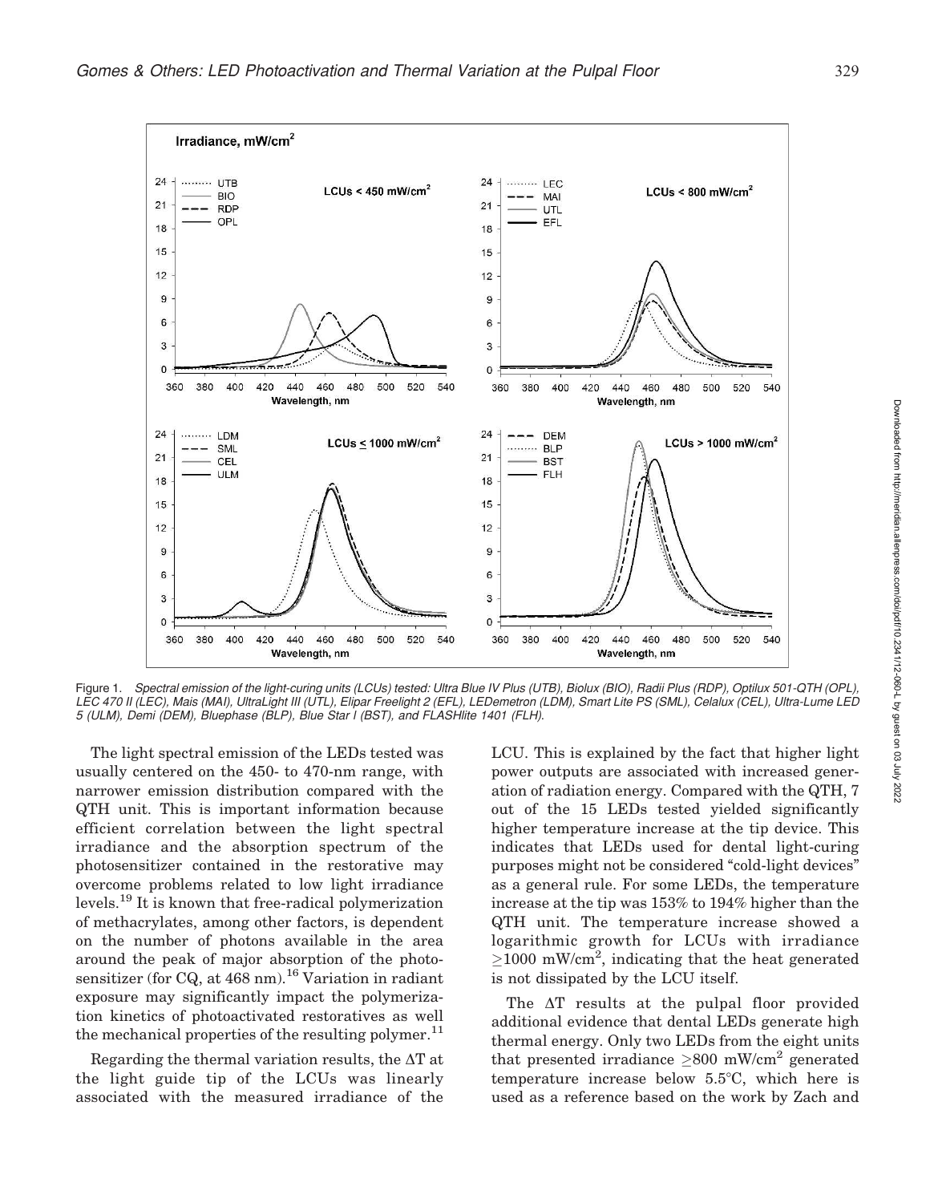Figure 1. *Spectral emission of the light-curing units (LCUs) tested: Ultra Blue IV Plus (UTB), Biolux (BIO), Radii Plus (RDP), Optilux 501-QTH (OPL), LEC 470 II (LEC), Mais (MAI), UltraLight III (UTL), Elipar Freelight 2 (EFL), LEDemetron (LDM), Smart Lite PS (SML), Celalux (CEL), Ultra-Lume LED 5 (ULM), Demi (DEM), Bluephase (BLP), Blue Star I (BST), and FLASHlite 1401 (FLH).*

The light spectral emission of the LEDs tested was usually centered on the 450- to 470-nm range, with narrower emission distribution compared with the QTH unit. This is important information because efficient correlation between the light spectral irradiance and the absorption spectrum of the photosensitizer contained in the restorative may overcome problems related to low light irradiance levels.[19] It is known that free-radical polymerization of methacrylates, among other factors, is dependent on the number of photons available in the area around the peak of major absorption of the photosensitizer (for CQ, at 468 nm).[16] Variation in radiant exposure may significantly impact the polymerization kinetics of photoactivated restoratives as well the mechanical properties of the resulting polymer.[11]

Regarding the thermal variation results, the $\Delta T$ at the light guide tip of the LCUs was linearly associated with the measured irradiance of the LCU. This is explained by the fact that higher light power outputs are associated with increased generation of radiation energy. Compared with the QTH, 7 out of the 15 LEDs tested yielded significantly higher temperature increase at the tip device. This indicates that LEDs used for dental light-curing purposes might not be considered "cold-light devices" as a general rule. For some LEDs, the temperature increase at the tip was 153% to 194% higher than the QTH unit. The temperature increase showed a logarithmic growth for LCUs with irradiance $\geq$1000 mW/cm$^2$, indicating that the heat generated is not dissipated by the LCU itself.

The $\Delta T$ results at the pulpal floor provided additional evidence that dental LEDs generate high thermal energy. Only two LEDs from the eight units that presented irradiance $\geq$800 mW/cm$^2$ generated temperature increase below 5.5°C, which here is used as a reference based on the work by Zach and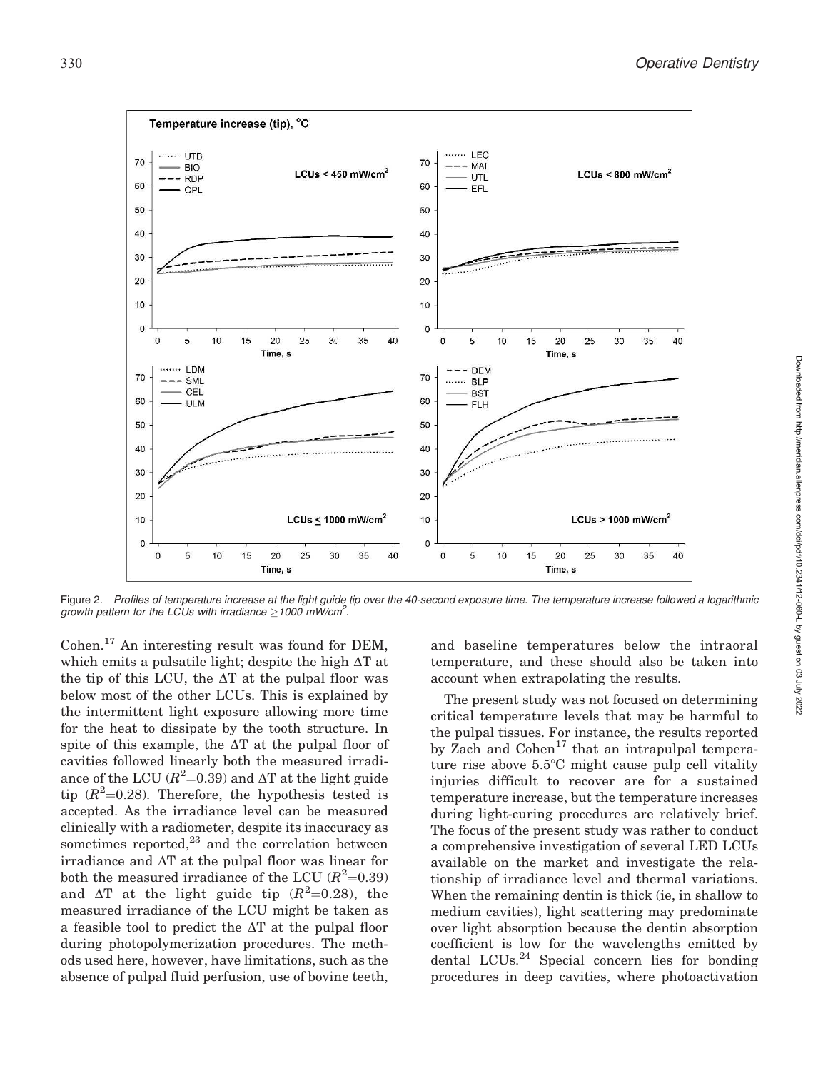Figure 2. *Profiles of temperature increase at the light guide tip over the 40-second exposure time. The temperature increase followed a logarithmic growth pattern for the LCUs with irradiance ≥1000 mW/cm².*

Cohen.[17] An interesting result was found for DEM, which emits a pulsatile light; despite the high ΔT at the tip of this LCU, the ΔT at the pulpal floor was below most of the other LCUs. This is explained by the intermittent light exposure allowing more time for the heat to dissipate by the tooth structure. In spite of this example, the ΔT at the pulpal floor of cavities followed linearly both the measured irradiance of the LCU ($R^2$=0.39) and ΔT at the light guide tip ($R^2$=0.28). Therefore, the hypothesis tested is accepted. As the irradiance level can be measured clinically with a radiometer, despite its inaccuracy as sometimes reported,[23] and the correlation between irradiance and ΔT at the pulpal floor was linear for both the measured irradiance of the LCU ($R^2$=0.39) and ΔT at the light guide tip ($R^2$=0.28), the measured irradiance of the LCU might be taken as a feasible tool to predict the ΔT at the pulpal floor during photopolymerization procedures. The methods used here, however, have limitations, such as the absence of pulpal fluid perfusion, use of bovine teeth, and baseline temperatures below the intraoral temperature, and these should also be taken into account when extrapolating the results.

The present study was not focused on determining critical temperature levels that may be harmful to the pulpal tissues. For instance, the results reported by Zach and Cohen[17] that an intrapulpal temperature rise above 5.5°C might cause pulp cell vitality injuries difficult to recover are for a sustained temperature increase, but the temperature increases during light-curing procedures are relatively brief. The focus of the present study was rather to conduct a comprehensive investigation of several LED LCUs available on the market and investigate the relationship of irradiance level and thermal variations. When the remaining dentin is thick (ie, in shallow to medium cavities), light scattering may predominate over light absorption because the dentin absorption coefficient is low for the wavelengths emitted by dental LCUs.[24] Special concern lies for bonding procedures in deep cavities, where photoactivation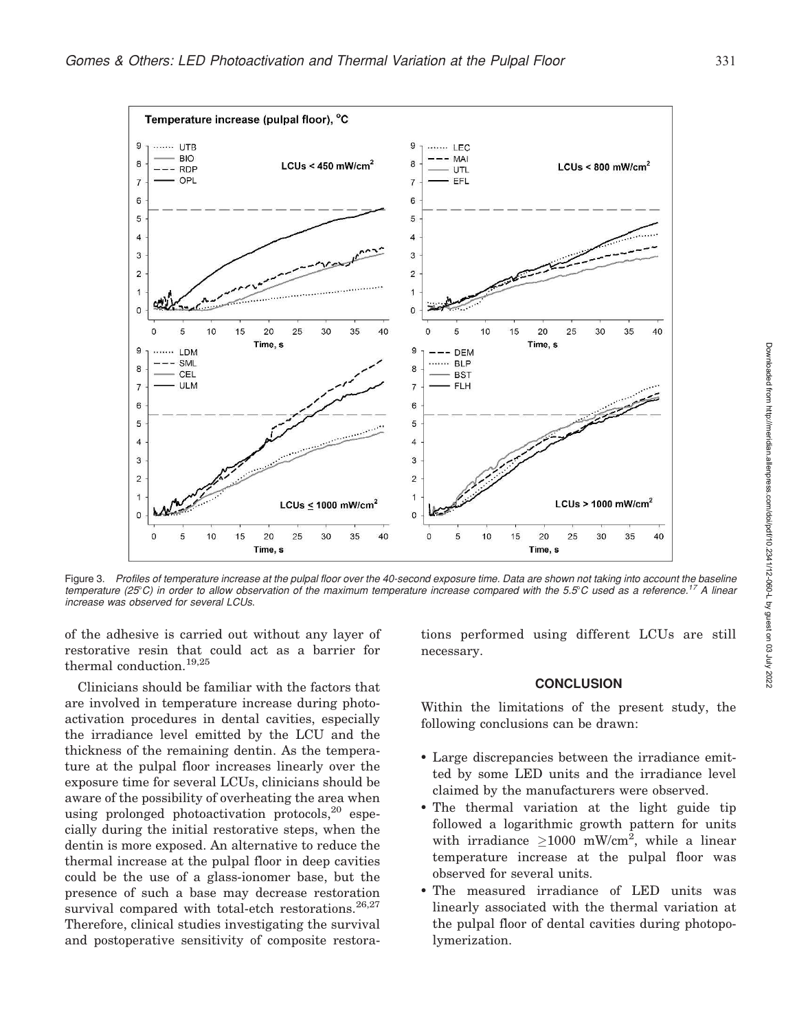Figure 3. *Profiles of temperature increase at the pulpal floor over the 40-second exposure time. Data are shown not taking into account the baseline temperature (25°C) in order to allow observation of the maximum temperature increase compared with the 5.5°C used as a reference.[17] A linear increase was observed for several LCUs.*

of the adhesive is carried out without any layer of restorative resin that could act as a barrier for thermal conduction.[19,25]

Clinicians should be familiar with the factors that are involved in temperature increase during photoactivation procedures in dental cavities, especially the irradiance level emitted by the LCU and the thickness of the remaining dentin. As the temperature at the pulpal floor increases linearly over the exposure time for several LCUs, clinicians should be aware of the possibility of overheating the area when using prolonged photoactivation protocols,[20] especially during the initial restorative steps, when the dentin is more exposed. An alternative to reduce the thermal increase at the pulpal floor in deep cavities could be the use of a glass-ionomer base, but the presence of such a base may decrease restoration survival compared with total-etch restorations.[26,27] Therefore, clinical studies investigating the survival and postoperative sensitivity of composite restorations performed using different LCUs are still necessary.

## CONCLUSION

Within the limitations of the present study, the following conclusions can be drawn:

- Large discrepancies between the irradiance emitted by some LED units and the irradiance level claimed by the manufacturers were observed.
- The thermal variation at the light guide tip followed a logarithmic growth pattern for units with irradiance $\geq$1000 mW/cm$^2$, while a linear temperature increase at the pulpal floor was observed for several units.
- The measured irradiance of LED units was linearly associated with the thermal variation at the pulpal floor of dental cavities during photopolymerization.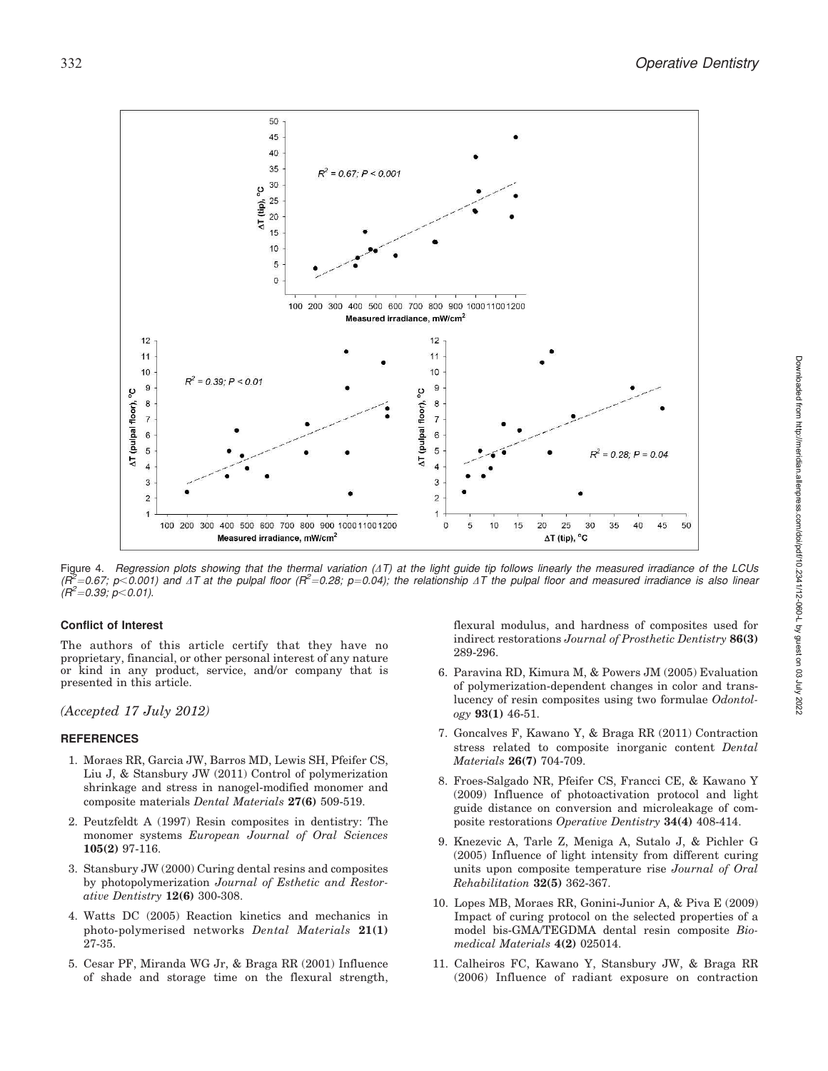Figure 4. *Regression plots showing that the thermal variation ($\Delta T$) at the light guide tip follows linearly the measured irradiance of the LCUs ($R^2$=0.67; p<0.001) and $\Delta T$ at the pulpal floor ($R^2$=0.28; p=0.04); the relationship $\Delta T$ the pulpal floor and measured irradiance is also linear ($R^2$=0.39; p<0.01).*

#### Conflict of Interest

The authors of this article certify that they have no proprietary, financial, or other personal interest of any nature or kind in any product, service, and/or company that is presented in this article.

*(Accepted 17 July 2012)*

#### REFERENCES

1. Moraes RR, Garcia JW, Barros MD, Lewis SH, Pfeifer CS, Liu J, & Stansbury JW (2011) Control of polymerization shrinkage and stress in nanogel-modified monomer and composite materials *Dental Materials* **27(6)** 509-519.
2. Peutzfeldt A (1997) Resin composites in dentistry: The monomer systems *European Journal of Oral Sciences* **105(2)** 97-116.
3. Stansbury JW (2000) Curing dental resins and composites by photopolymerization *Journal of Esthetic and Restorative Dentistry* **12(6)** 300-308.
4. Watts DC (2005) Reaction kinetics and mechanics in photo-polymerised networks *Dental Materials* **21(1)** 27-35.
5. Cesar PF, Miranda WG Jr, & Braga RR (2001) Influence of shade and storage time on the flexural strength, flexural modulus, and hardness of composites used for indirect restorations *Journal of Prosthetic Dentistry* **86(3)** 289-296.
6. Paravina RD, Kimura M, & Powers JM (2005) Evaluation of polymerization-dependent changes in color and translucency of resin composites using two formulae *Odontology* **93(1)** 46-51.
7. Goncalves F, Kawano Y, & Braga RR (2011) Contraction stress related to composite inorganic content *Dental Materials* **26(7)** 704-709.
8. Froes-Salgado NR, Pfeifer CS, Francci CE, & Kawano Y (2009) Influence of photoactivation protocol and light guide distance on conversion and microleakage of composite restorations *Operative Dentistry* **34(4)** 408-414.
9. Knezevic A, Tarle Z, Meniga A, Sutalo J, & Pichler G (2005) Influence of light intensity from different curing units upon composite temperature rise *Journal of Oral Rehabilitation* **32(5)** 362-367.
10. Lopes MB, Moraes RR, Gonini-Junior A, & Piva E (2009) Impact of curing protocol on the selected properties of a model bis-GMA/TEGDMA dental resin composite *Biomedical Materials* **4(2)** 025014.
11. Calheiros FC, Kawano Y, Stansbury JW, & Braga RR (2006) Influence of radiant exposure on contraction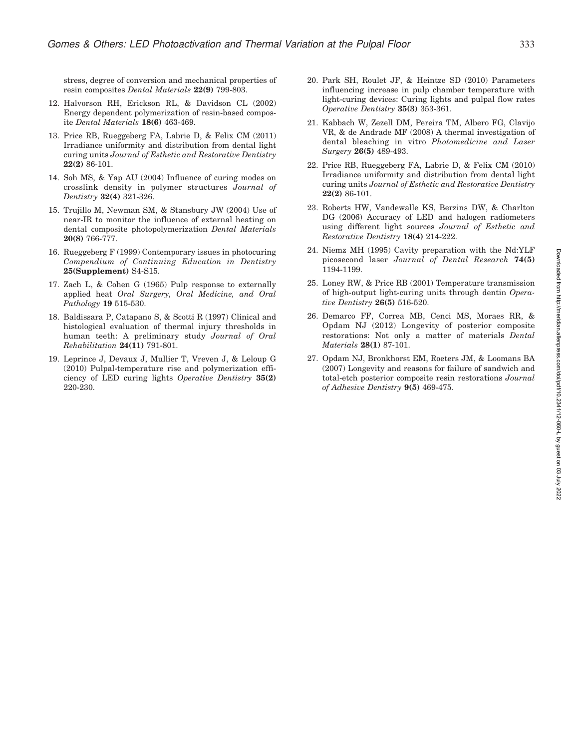stress, degree of conversion and mechanical properties of resin composites *Dental Materials* **22(9)** 799-803.

12. Halvorson RH, Erickson RL, & Davidson CL (2002) Energy dependent polymerization of resin-based composite *Dental Materials* **18(6)** 463-469.

13. Price RB, Rueggeberg FA, Labrie D, & Felix CM (2011) Irradiance uniformity and distribution from dental light curing units *Journal of Esthetic and Restorative Dentistry* **22(2)** 86-101.

14. Soh MS, & Yap AU (2004) Influence of curing modes on crosslink density in polymer structures *Journal of Dentistry* **32(4)** 321-326.

15. Trujillo M, Newman SM, & Stansbury JW (2004) Use of near-IR to monitor the influence of external heating on dental composite photopolymerization *Dental Materials* **20(8)** 766-777.

16. Rueggeberg F (1999) Contemporary issues in photocuring *Compendium of Continuing Education in Dentistry* **25(Supplement)** S4-S15.

17. Zach L, & Cohen G (1965) Pulp response to externally applied heat *Oral Surgery, Oral Medicine, and Oral Pathology* **19** 515-530.

18. Baldissara P, Catapano S, & Scotti R (1997) Clinical and histological evaluation of thermal injury thresholds in human teeth: A preliminary study *Journal of Oral Rehabilitation* **24(11)** 791-801.

19. Leprince J, Devaux J, Mullier T, Vreven J, & Leloup G (2010) Pulpal-temperature rise and polymerization efficiency of LED curing lights *Operative Dentistry* **35(2)** 220-230.

20. Park SH, Roulet JF, & Heintze SD (2010) Parameters influencing increase in pulp chamber temperature with light-curing devices: Curing lights and pulpal flow rates *Operative Dentistry* **35(3)** 353-361.

21. Kabbach W, Zezell DM, Pereira TM, Albero FG, Clavijo VR, & de Andrade MF (2008) A thermal investigation of dental bleaching in vitro *Photomedicine and Laser Surgery* **26(5)** 489-493.

22. Price RB, Rueggeberg FA, Labrie D, & Felix CM (2010) Irradiance uniformity and distribution from dental light curing units *Journal of Esthetic and Restorative Dentistry* **22(2)** 86-101.

23. Roberts HW, Vandewalle KS, Berzins DW, & Charlton DG (2006) Accuracy of LED and halogen radiometers using different light sources *Journal of Esthetic and Restorative Dentistry* **18(4)** 214-222.

24. Niemz MH (1995) Cavity preparation with the Nd:YLF picosecond laser *Journal of Dental Research* **74(5)** 1194-1199.

25. Loney RW, & Price RB (2001) Temperature transmission of high-output light-curing units through dentin *Operative Dentistry* **26(5)** 516-520.

26. Demarco FF, Correa MB, Cenci MS, Moraes RR, & Opdam NJ (2012) Longevity of posterior composite restorations: Not only a matter of materials *Dental Materials* **28(1)** 87-101.

27. Opdam NJ, Bronkhorst EM, Roeters JM, & Loomans BA (2007) Longevity and reasons for failure of sandwich and total-etch posterior composite resin restorations *Journal of Adhesive Dentistry* **9(5)** 469-475.